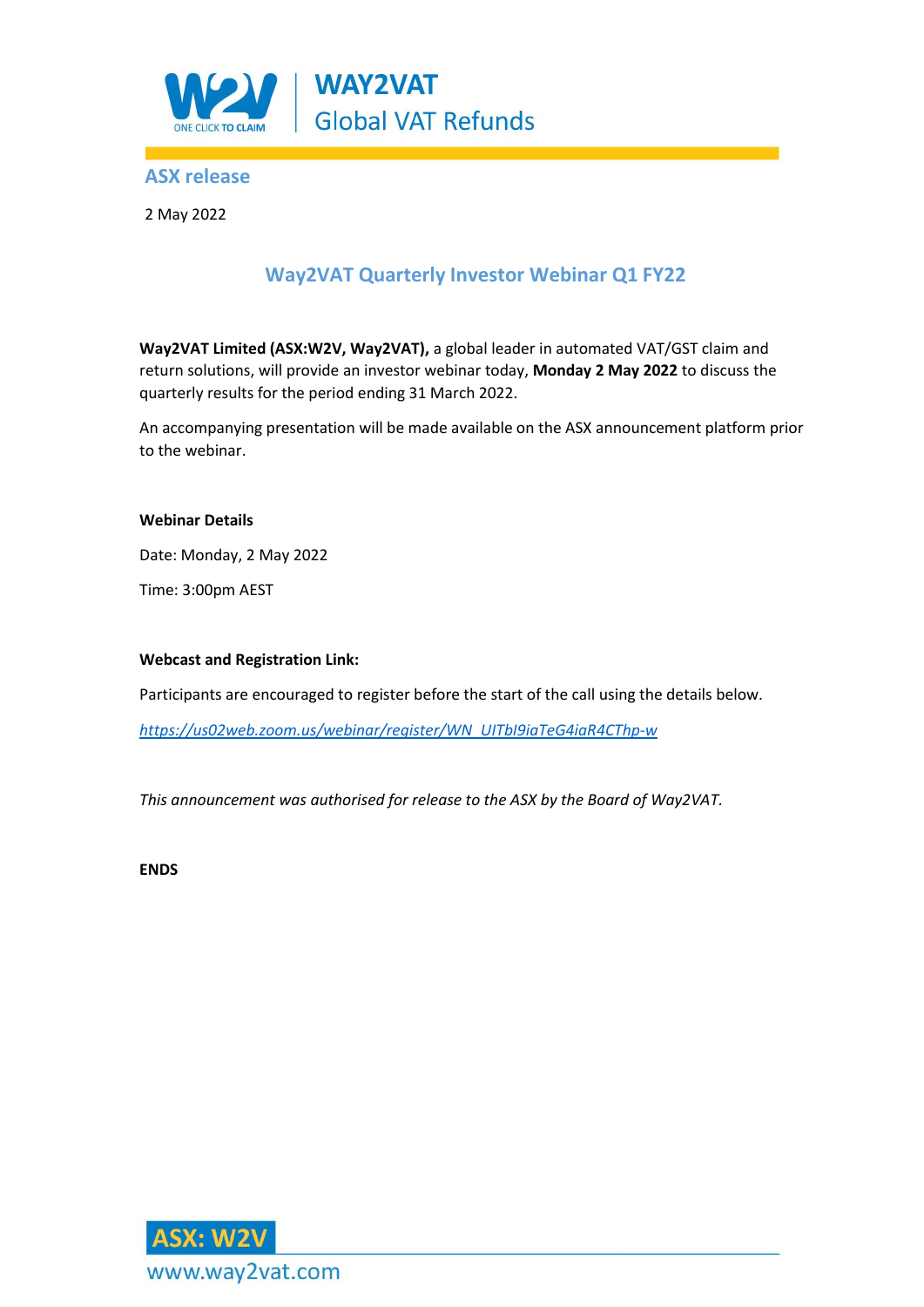# WAY2VAT
Global VAT Refunds

## ASX release

2 May 2022

## Way2VAT Quarterly Investor Webinar Q1 FY22

**Way2VAT Limited (ASX:W2V, Way2VAT),** a global leader in automated VAT/GST claim and return solutions, will provide an investor webinar today, **Monday 2 May 2022** to discuss the quarterly results for the period ending 31 March 2022.

An accompanying presentation will be made available on the ASX announcement platform prior to the webinar.

**Webinar Details**

Date: Monday, 2 May 2022

Time: 3:00pm AEST

**Webcast and Registration Link:**

Participants are encouraged to register before the start of the call using the details below.

*https://us02web.zoom.us/webinar/register/WN_UITbI9iaTeG4iaR4CThp-w*

*This announcement was authorised for release to the ASX by the Board of Way2VAT.*

**ENDS**

ASX: W2V

www.way2vat.com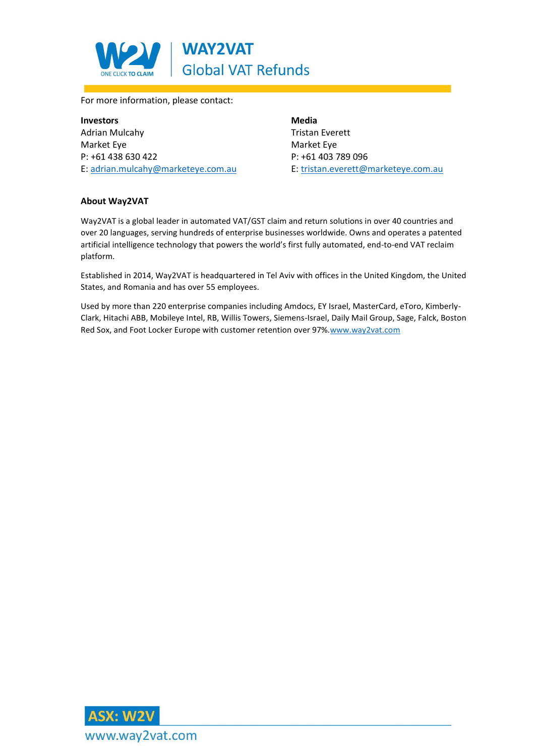For more information, please contact:

**Investors**
Adrian Mulcahy
Market Eye
P: +61 438 630 422
E: adrian.mulcahy@marketeye.com.au

**Media**
Tristan Everett
Market Eye
P: +61 403 789 096
E: tristan.everett@marketeye.com.au

**About Way2VAT**

Way2VAT is a global leader in automated VAT/GST claim and return solutions in over 40 countries and over 20 languages, serving hundreds of enterprise businesses worldwide. Owns and operates a patented artificial intelligence technology that powers the world's first fully automated, end-to-end VAT reclaim platform.

Established in 2014, Way2VAT is headquartered in Tel Aviv with offices in the United Kingdom, the United States, and Romania and has over 55 employees.

Used by more than 220 enterprise companies including Amdocs, EY Israel, MasterCard, eToro, Kimberly-Clark, Hitachi ABB, Mobileye Intel, RB, Willis Towers, Siemens-Israel, Daily Mail Group, Sage, Falck, Boston Red Sox, and Foot Locker Europe with customer retention over 97%.www.way2vat.com